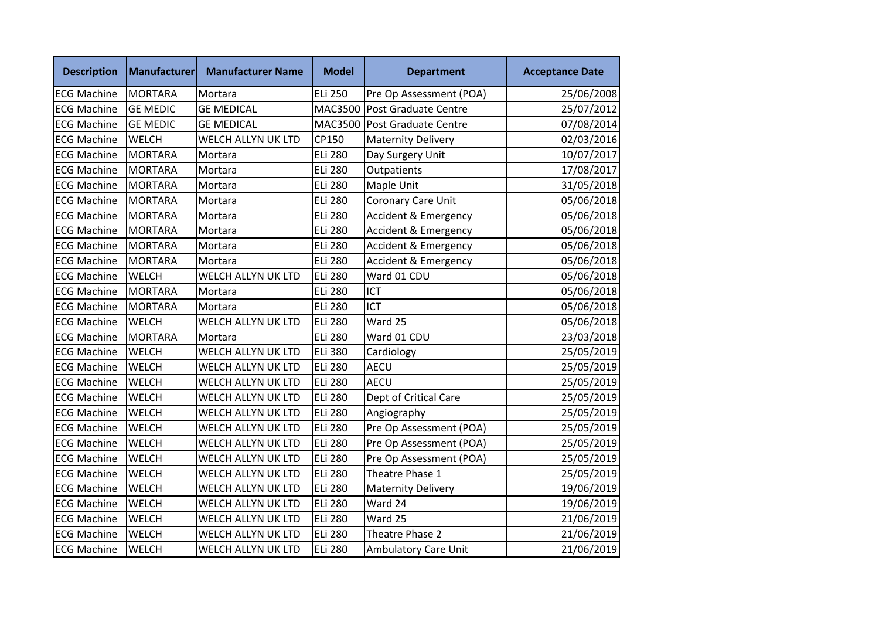| Description | Manufacturer | Manufacturer Name | Model | Department | Acceptance Date |
|---|---|---|---|---|---|
| ECG Machine | MORTARA | Mortara | ELi 250 | Pre Op Assessment (POA) | 25/06/2008 |
| ECG Machine | GE MEDIC | GE MEDICAL | MAC3500 | Post Graduate Centre | 25/07/2012 |
| ECG Machine | GE MEDIC | GE MEDICAL | MAC3500 | Post Graduate Centre | 07/08/2014 |
| ECG Machine | WELCH | WELCH ALLYN UK LTD | CP150 | Maternity Delivery | 02/03/2016 |
| ECG Machine | MORTARA | Mortara | ELi 280 | Day Surgery Unit | 10/07/2017 |
| ECG Machine | MORTARA | Mortara | ELi 280 | Outpatients | 17/08/2017 |
| ECG Machine | MORTARA | Mortara | ELi 280 | Maple Unit | 31/05/2018 |
| ECG Machine | MORTARA | Mortara | ELi 280 | Coronary Care Unit | 05/06/2018 |
| ECG Machine | MORTARA | Mortara | ELi 280 | Accident & Emergency | 05/06/2018 |
| ECG Machine | MORTARA | Mortara | ELi 280 | Accident & Emergency | 05/06/2018 |
| ECG Machine | MORTARA | Mortara | ELi 280 | Accident & Emergency | 05/06/2018 |
| ECG Machine | MORTARA | Mortara | ELi 280 | Accident & Emergency | 05/06/2018 |
| ECG Machine | WELCH | WELCH ALLYN UK LTD | ELi 280 | Ward 01 CDU | 05/06/2018 |
| ECG Machine | MORTARA | Mortara | ELi 280 | ICT | 05/06/2018 |
| ECG Machine | MORTARA | Mortara | ELi 280 | ICT | 05/06/2018 |
| ECG Machine | WELCH | WELCH ALLYN UK LTD | ELi 280 | Ward 25 | 05/06/2018 |
| ECG Machine | MORTARA | Mortara | ELi 280 | Ward 01 CDU | 23/03/2018 |
| ECG Machine | WELCH | WELCH ALLYN UK LTD | ELi 380 | Cardiology | 25/05/2019 |
| ECG Machine | WELCH | WELCH ALLYN UK LTD | ELi 280 | AECU | 25/05/2019 |
| ECG Machine | WELCH | WELCH ALLYN UK LTD | ELi 280 | AECU | 25/05/2019 |
| ECG Machine | WELCH | WELCH ALLYN UK LTD | ELi 280 | Dept of Critical Care | 25/05/2019 |
| ECG Machine | WELCH | WELCH ALLYN UK LTD | ELi 280 | Angiography | 25/05/2019 |
| ECG Machine | WELCH | WELCH ALLYN UK LTD | ELi 280 | Pre Op Assessment (POA) | 25/05/2019 |
| ECG Machine | WELCH | WELCH ALLYN UK LTD | ELi 280 | Pre Op Assessment (POA) | 25/05/2019 |
| ECG Machine | WELCH | WELCH ALLYN UK LTD | ELi 280 | Pre Op Assessment (POA) | 25/05/2019 |
| ECG Machine | WELCH | WELCH ALLYN UK LTD | ELi 280 | Theatre Phase 1 | 25/05/2019 |
| ECG Machine | WELCH | WELCH ALLYN UK LTD | ELi 280 | Maternity Delivery | 19/06/2019 |
| ECG Machine | WELCH | WELCH ALLYN UK LTD | ELi 280 | Ward 24 | 19/06/2019 |
| ECG Machine | WELCH | WELCH ALLYN UK LTD | ELi 280 | Ward 25 | 21/06/2019 |
| ECG Machine | WELCH | WELCH ALLYN UK LTD | ELi 280 | Theatre Phase 2 | 21/06/2019 |
| ECG Machine | WELCH | WELCH ALLYN UK LTD | ELi 280 | Ambulatory Care Unit | 21/06/2019 |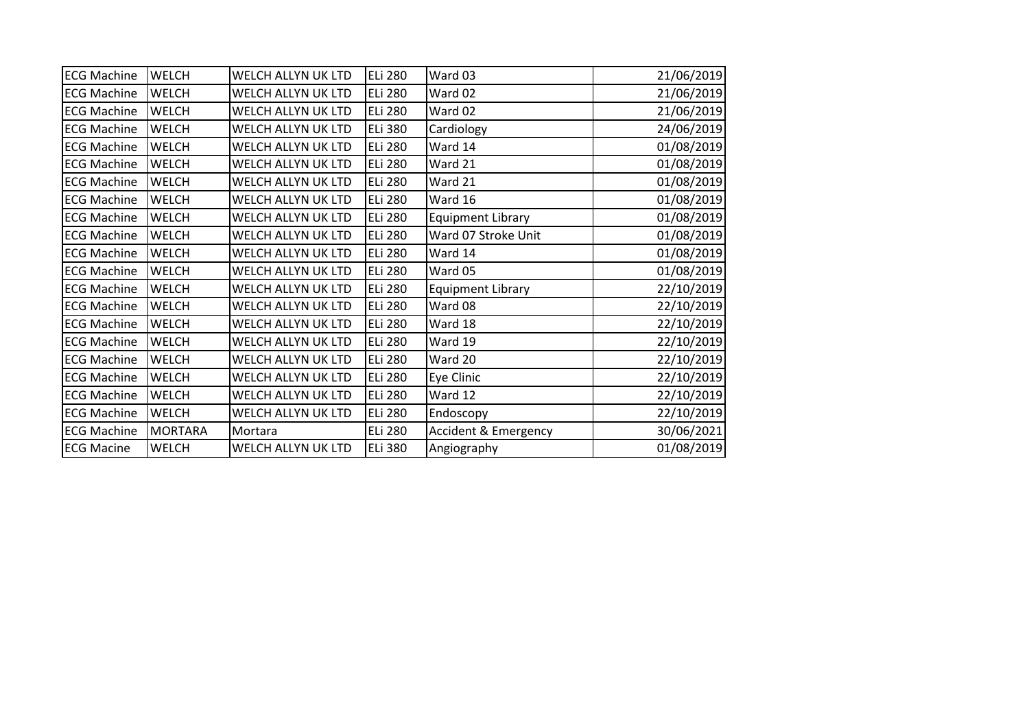| | | | | | |
|---|---|---|---|---|---|
| ECG Machine | WELCH | WELCH ALLYN UK LTD | ELi 280 | Ward 03 | 21/06/2019 |
| ECG Machine | WELCH | WELCH ALLYN UK LTD | ELi 280 | Ward 02 | 21/06/2019 |
| ECG Machine | WELCH | WELCH ALLYN UK LTD | ELi 280 | Ward 02 | 21/06/2019 |
| ECG Machine | WELCH | WELCH ALLYN UK LTD | ELi 380 | Cardiology | 24/06/2019 |
| ECG Machine | WELCH | WELCH ALLYN UK LTD | ELi 280 | Ward 14 | 01/08/2019 |
| ECG Machine | WELCH | WELCH ALLYN UK LTD | ELi 280 | Ward 21 | 01/08/2019 |
| ECG Machine | WELCH | WELCH ALLYN UK LTD | ELi 280 | Ward 21 | 01/08/2019 |
| ECG Machine | WELCH | WELCH ALLYN UK LTD | ELi 280 | Ward 16 | 01/08/2019 |
| ECG Machine | WELCH | WELCH ALLYN UK LTD | ELi 280 | Equipment Library | 01/08/2019 |
| ECG Machine | WELCH | WELCH ALLYN UK LTD | ELi 280 | Ward 07 Stroke Unit | 01/08/2019 |
| ECG Machine | WELCH | WELCH ALLYN UK LTD | ELi 280 | Ward 14 | 01/08/2019 |
| ECG Machine | WELCH | WELCH ALLYN UK LTD | ELi 280 | Ward 05 | 01/08/2019 |
| ECG Machine | WELCH | WELCH ALLYN UK LTD | ELi 280 | Equipment Library | 22/10/2019 |
| ECG Machine | WELCH | WELCH ALLYN UK LTD | ELi 280 | Ward 08 | 22/10/2019 |
| ECG Machine | WELCH | WELCH ALLYN UK LTD | ELi 280 | Ward 18 | 22/10/2019 |
| ECG Machine | WELCH | WELCH ALLYN UK LTD | ELi 280 | Ward 19 | 22/10/2019 |
| ECG Machine | WELCH | WELCH ALLYN UK LTD | ELi 280 | Ward 20 | 22/10/2019 |
| ECG Machine | WELCH | WELCH ALLYN UK LTD | ELi 280 | Eye Clinic | 22/10/2019 |
| ECG Machine | WELCH | WELCH ALLYN UK LTD | ELi 280 | Ward 12 | 22/10/2019 |
| ECG Machine | WELCH | WELCH ALLYN UK LTD | ELi 280 | Endoscopy | 22/10/2019 |
| ECG Machine | MORTARA | Mortara | ELi 280 | Accident & Emergency | 30/06/2021 |
| ECG Macine | WELCH | WELCH ALLYN UK LTD | ELi 380 | Angiography | 01/08/2019 |